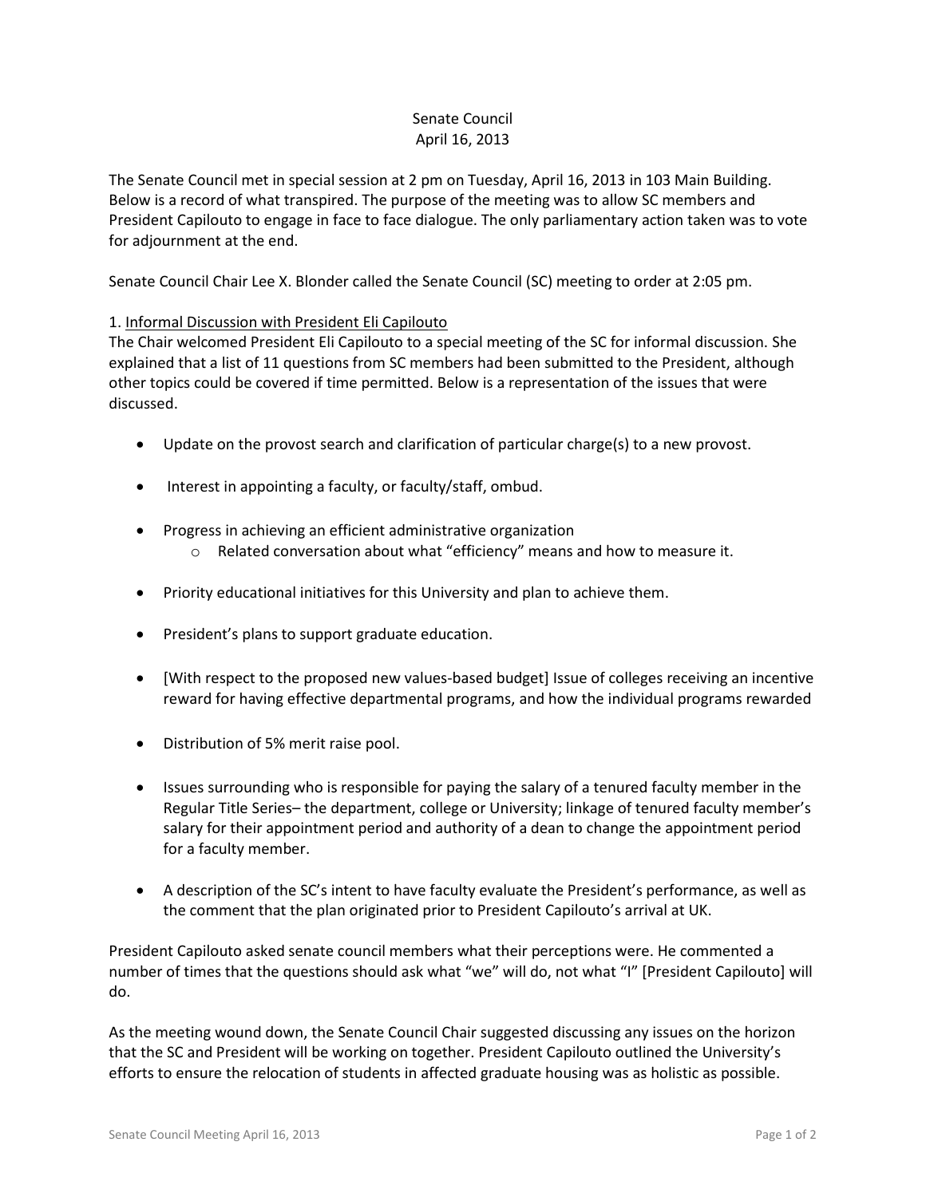Senate Council
April 16, 2013

The Senate Council met in special session at 2 pm on Tuesday, April 16, 2013 in 103 Main Building. Below is a record of what transpired. The purpose of the meeting was to allow SC members and President Capilouto to engage in face to face dialogue. The only parliamentary action taken was to vote for adjournment at the end.

Senate Council Chair Lee X. Blonder called the Senate Council (SC) meeting to order at 2:05 pm.

1. Informal Discussion with President Eli Capilouto

The Chair welcomed President Eli Capilouto to a special meeting of the SC for informal discussion. She explained that a list of 11 questions from SC members had been submitted to the President, although other topics could be covered if time permitted. Below is a representation of the issues that were discussed.

- Update on the provost search and clarification of particular charge(s) to a new provost.
- Interest in appointing a faculty, or faculty/staff, ombud.
- Progress in achieving an efficient administrative organization
  - Related conversation about what "efficiency" means and how to measure it.
- Priority educational initiatives for this University and plan to achieve them.
- President's plans to support graduate education.
- [With respect to the proposed new values-based budget] Issue of colleges receiving an incentive reward for having effective departmental programs, and how the individual programs rewarded
- Distribution of 5% merit raise pool.
- Issues surrounding who is responsible for paying the salary of a tenured faculty member in the Regular Title Series– the department, college or University; linkage of tenured faculty member's salary for their appointment period and authority of a dean to change the appointment period for a faculty member.
- A description of the SC's intent to have faculty evaluate the President's performance, as well as the comment that the plan originated prior to President Capilouto's arrival at UK.

President Capilouto asked senate council members what their perceptions were. He commented a number of times that the questions should ask what "we" will do, not what "I" [President Capilouto] will do.

As the meeting wound down, the Senate Council Chair suggested discussing any issues on the horizon that the SC and President will be working on together. President Capilouto outlined the University's efforts to ensure the relocation of students in affected graduate housing was as holistic as possible.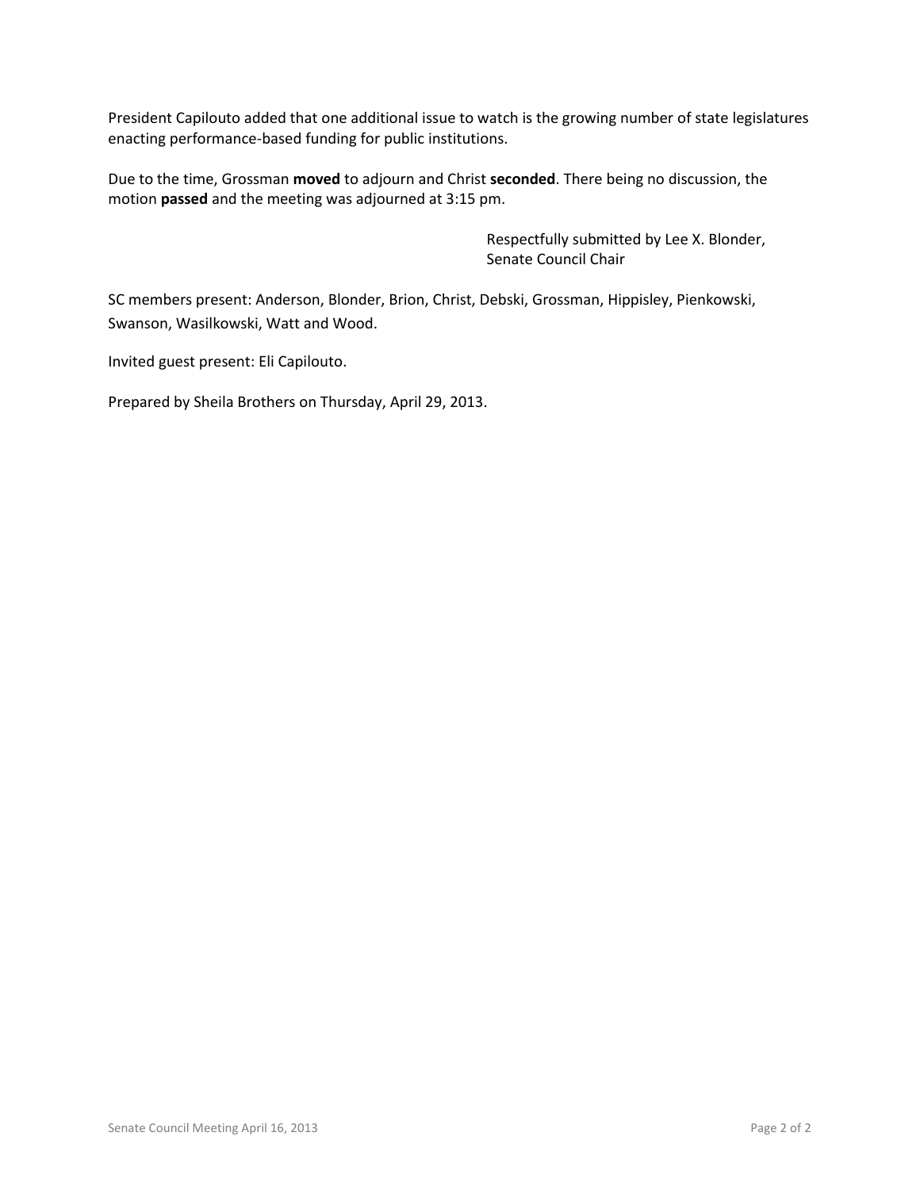President Capilouto added that one additional issue to watch is the growing number of state legislatures enacting performance-based funding for public institutions.

Due to the time, Grossman **moved** to adjourn and Christ **seconded**. There being no discussion, the motion **passed** and the meeting was adjourned at 3:15 pm.

Respectfully submitted by Lee X. Blonder,
Senate Council Chair

SC members present: Anderson, Blonder, Brion, Christ, Debski, Grossman, Hippisley, Pienkowski, Swanson, Wasilkowski, Watt and Wood.

Invited guest present: Eli Capilouto.

Prepared by Sheila Brothers on Thursday, April 29, 2013.